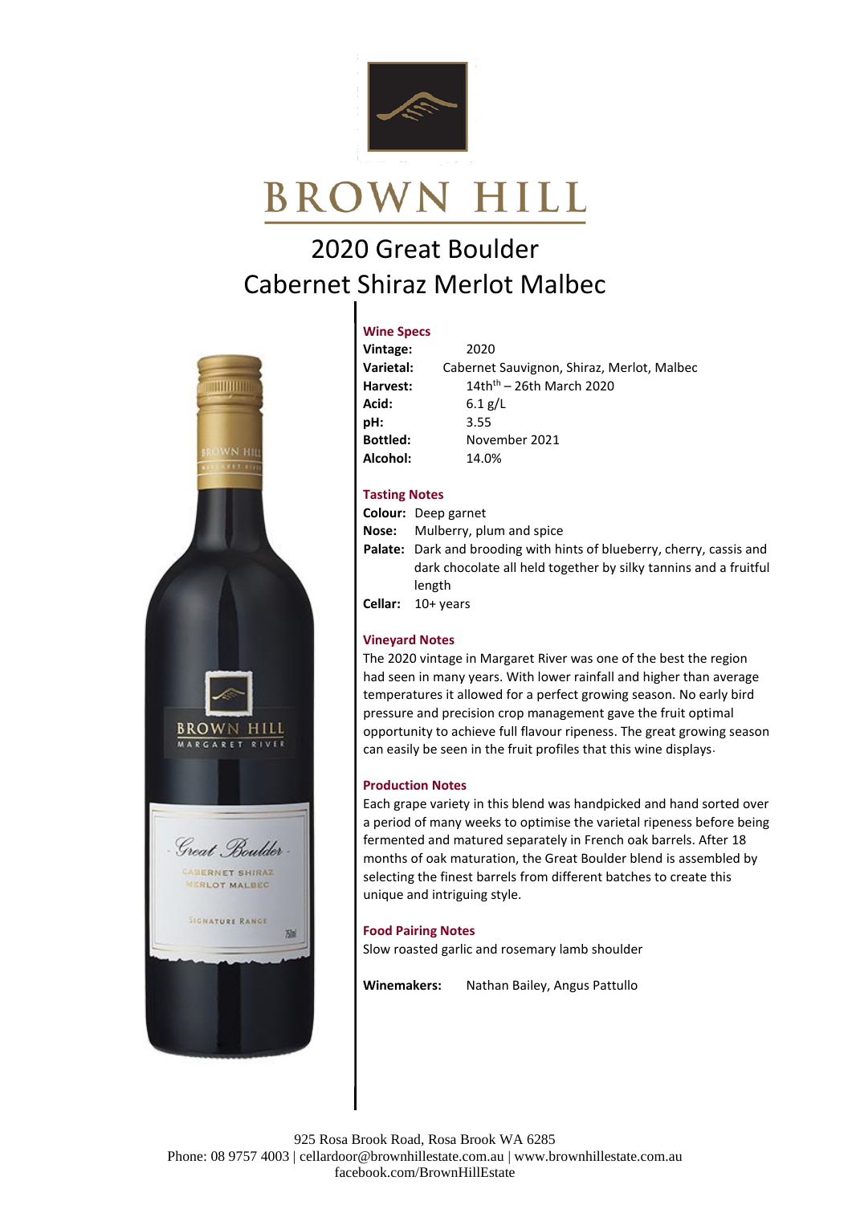# BROWN HILL

## 2020 Great Boulder
## Cabernet Shiraz Merlot Malbec

### Wine Specs

| | |
|---|---|
| **Vintage:** | 2020 |
| **Varietal:** | Cabernet Sauvignon, Shiraz, Merlot, Malbec |
| **Harvest:** | 14th[th] – 26th March 2020 |
| **Acid:** | 6.1 g/L |
| **pH:** | 3.55 |
| **Bottled:** | November 2021 |
| **Alcohol:** | 14.0% |

### Tasting Notes

**Colour:** Deep garnet

**Nose:** Mulberry, plum and spice

**Palate:** Dark and brooding with hints of blueberry, cherry, cassis and dark chocolate all held together by silky tannins and a fruitful length

**Cellar:** 10+ years

### Vineyard Notes

The 2020 vintage in Margaret River was one of the best the region had seen in many years. With lower rainfall and higher than average temperatures it allowed for a perfect growing season. No early bird pressure and precision crop management gave the fruit optimal opportunity to achieve full flavour ripeness. The great growing season can easily be seen in the fruit profiles that this wine displays.

### Production Notes

Each grape variety in this blend was handpicked and hand sorted over a period of many weeks to optimise the varietal ripeness before being fermented and matured separately in French oak barrels. After 18 months of oak maturation, the Great Boulder blend is assembled by selecting the finest barrels from different batches to create this unique and intriguing style.

### Food Pairing Notes

Slow roasted garlic and rosemary lamb shoulder

**Winemakers:** Nathan Bailey, Angus Pattullo

925 Rosa Brook Road, Rosa Brook WA 6285
Phone: 08 9757 4003 | cellardoor@brownhillestate.com.au | www.brownhillestate.com.au
facebook.com/BrownHillEstate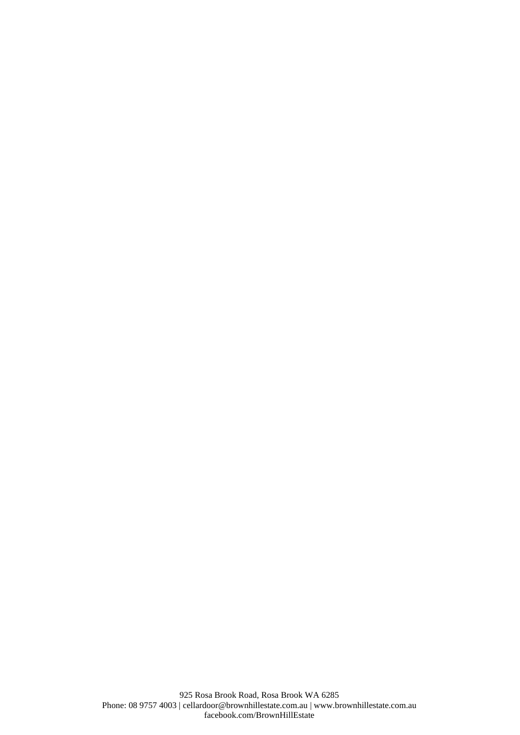925 Rosa Brook Road, Rosa Brook WA 6285
Phone: 08 9757 4003 | cellardoor@brownhillestate.com.au | www.brownhillestate.com.au
facebook.com/BrownHillEstate